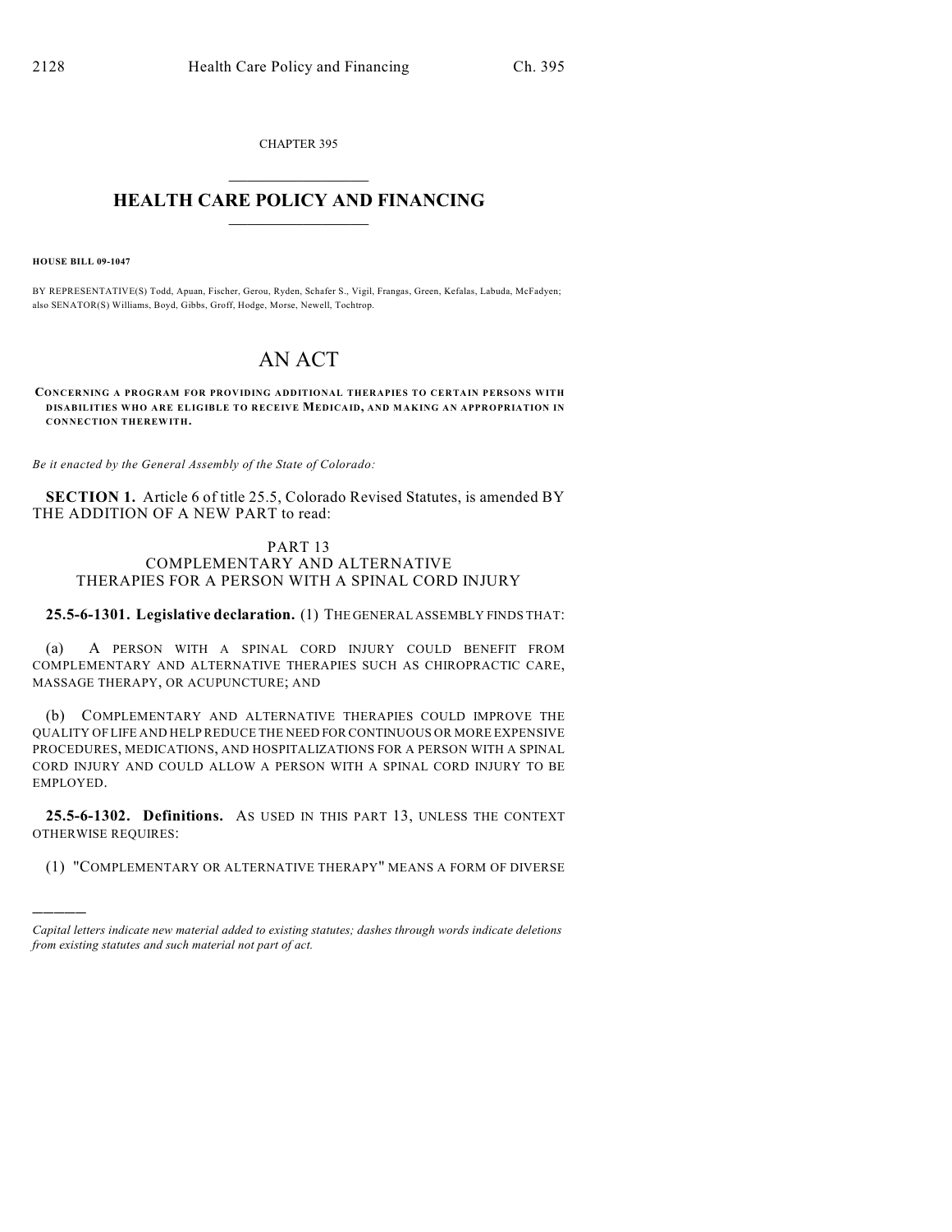CHAPTER 395

# HEALTH CARE POLICY AND FINANCING

**HOUSE BILL 09-1047**

BY REPRESENTATIVE(S) Todd, Apuan, Fischer, Gerou, Ryden, Schafer S., Vigil, Frangas, Green, Kefalas, Labuda, McFadyen; also SENATOR(S) Williams, Boyd, Gibbs, Groff, Hodge, Morse, Newell, Tochtrop.

# AN ACT

**CONCERNING A PROGRAM FOR PROVIDING ADDITIONAL THERAPIES TO CERTAIN PERSONS WITH DISABILITIES WHO ARE ELIGIBLE TO RECEIVE MEDICAID, AND MAKING AN APPROPRIATION IN CONNECTION THEREWITH.**

*Be it enacted by the General Assembly of the State of Colorado:*

**SECTION 1.** Article 6 of title 25.5, Colorado Revised Statutes, is amended BY THE ADDITION OF A NEW PART to read:

PART 13
COMPLEMENTARY AND ALTERNATIVE
THERAPIES FOR A PERSON WITH A SPINAL CORD INJURY

**25.5-6-1301. Legislative declaration.** (1) THE GENERAL ASSEMBLY FINDS THAT:

(a) A PERSON WITH A SPINAL CORD INJURY COULD BENEFIT FROM COMPLEMENTARY AND ALTERNATIVE THERAPIES SUCH AS CHIROPRACTIC CARE, MASSAGE THERAPY, OR ACUPUNCTURE; AND

(b) COMPLEMENTARY AND ALTERNATIVE THERAPIES COULD IMPROVE THE QUALITY OF LIFE AND HELP REDUCE THE NEED FOR CONTINUOUS OR MORE EXPENSIVE PROCEDURES, MEDICATIONS, AND HOSPITALIZATIONS FOR A PERSON WITH A SPINAL CORD INJURY AND COULD ALLOW A PERSON WITH A SPINAL CORD INJURY TO BE EMPLOYED.

**25.5-6-1302. Definitions.** AS USED IN THIS PART 13, UNLESS THE CONTEXT OTHERWISE REQUIRES:

(1) "COMPLEMENTARY OR ALTERNATIVE THERAPY" MEANS A FORM OF DIVERSE

---

*Capital letters indicate new material added to existing statutes; dashes through words indicate deletions from existing statutes and such material not part of act.*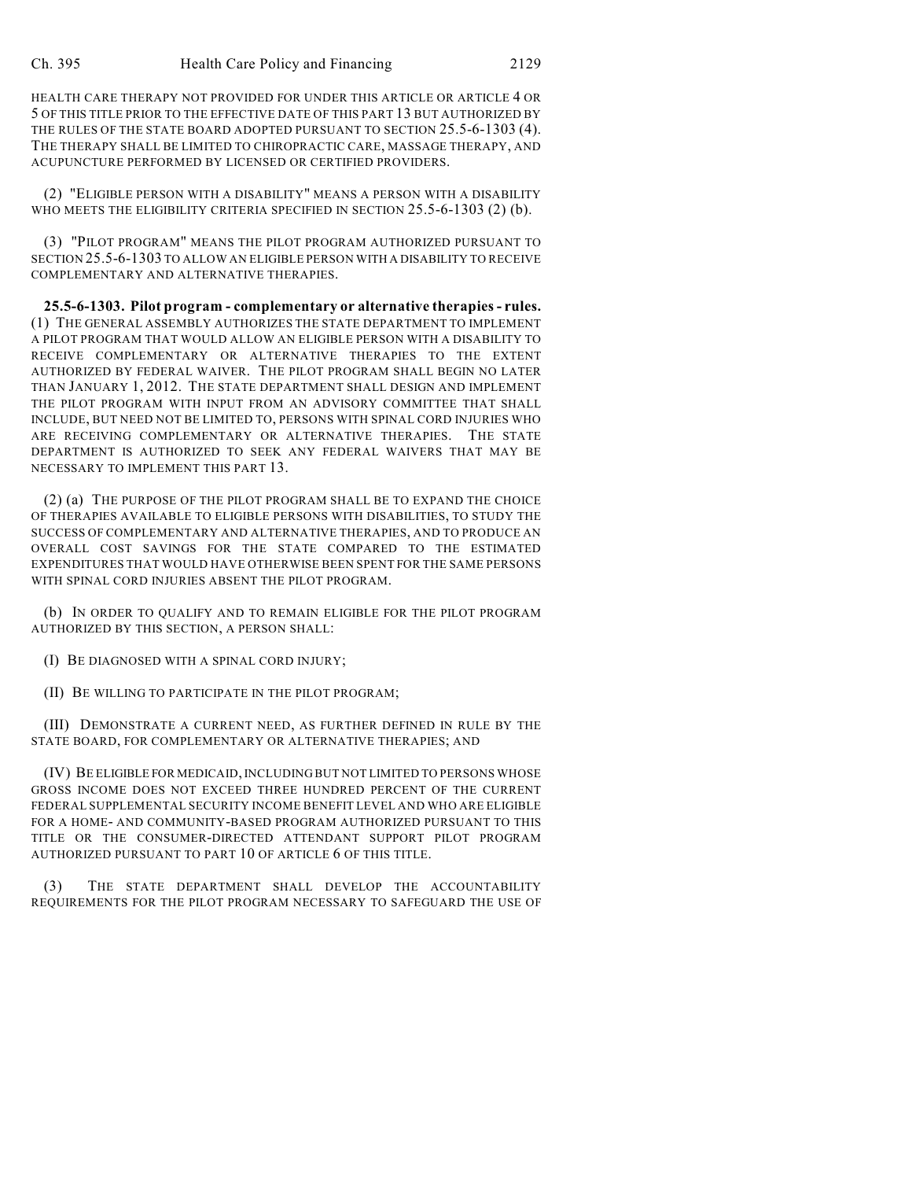HEALTH CARE THERAPY NOT PROVIDED FOR UNDER THIS ARTICLE OR ARTICLE 4 OR 5 OF THIS TITLE PRIOR TO THE EFFECTIVE DATE OF THIS PART 13 BUT AUTHORIZED BY THE RULES OF THE STATE BOARD ADOPTED PURSUANT TO SECTION 25.5-6-1303 (4). THE THERAPY SHALL BE LIMITED TO CHIROPRACTIC CARE, MASSAGE THERAPY, AND ACUPUNCTURE PERFORMED BY LICENSED OR CERTIFIED PROVIDERS.

(2) "ELIGIBLE PERSON WITH A DISABILITY" MEANS A PERSON WITH A DISABILITY WHO MEETS THE ELIGIBILITY CRITERIA SPECIFIED IN SECTION 25.5-6-1303 (2) (b).

(3) "PILOT PROGRAM" MEANS THE PILOT PROGRAM AUTHORIZED PURSUANT TO SECTION 25.5-6-1303 TO ALLOW AN ELIGIBLE PERSON WITH A DISABILITY TO RECEIVE COMPLEMENTARY AND ALTERNATIVE THERAPIES.

**25.5-6-1303. Pilot program - complementary or alternative therapies - rules.** (1) THE GENERAL ASSEMBLY AUTHORIZES THE STATE DEPARTMENT TO IMPLEMENT A PILOT PROGRAM THAT WOULD ALLOW AN ELIGIBLE PERSON WITH A DISABILITY TO RECEIVE COMPLEMENTARY OR ALTERNATIVE THERAPIES TO THE EXTENT AUTHORIZED BY FEDERAL WAIVER. THE PILOT PROGRAM SHALL BEGIN NO LATER THAN JANUARY 1, 2012. THE STATE DEPARTMENT SHALL DESIGN AND IMPLEMENT THE PILOT PROGRAM WITH INPUT FROM AN ADVISORY COMMITTEE THAT SHALL INCLUDE, BUT NEED NOT BE LIMITED TO, PERSONS WITH SPINAL CORD INJURIES WHO ARE RECEIVING COMPLEMENTARY OR ALTERNATIVE THERAPIES. THE STATE DEPARTMENT IS AUTHORIZED TO SEEK ANY FEDERAL WAIVERS THAT MAY BE NECESSARY TO IMPLEMENT THIS PART 13.

(2) (a) THE PURPOSE OF THE PILOT PROGRAM SHALL BE TO EXPAND THE CHOICE OF THERAPIES AVAILABLE TO ELIGIBLE PERSONS WITH DISABILITIES, TO STUDY THE SUCCESS OF COMPLEMENTARY AND ALTERNATIVE THERAPIES, AND TO PRODUCE AN OVERALL COST SAVINGS FOR THE STATE COMPARED TO THE ESTIMATED EXPENDITURES THAT WOULD HAVE OTHERWISE BEEN SPENT FOR THE SAME PERSONS WITH SPINAL CORD INJURIES ABSENT THE PILOT PROGRAM.

(b) IN ORDER TO QUALIFY AND TO REMAIN ELIGIBLE FOR THE PILOT PROGRAM AUTHORIZED BY THIS SECTION, A PERSON SHALL:

(I) BE DIAGNOSED WITH A SPINAL CORD INJURY;

(II) BE WILLING TO PARTICIPATE IN THE PILOT PROGRAM;

(III) DEMONSTRATE A CURRENT NEED, AS FURTHER DEFINED IN RULE BY THE STATE BOARD, FOR COMPLEMENTARY OR ALTERNATIVE THERAPIES; AND

(IV) BE ELIGIBLE FOR MEDICAID, INCLUDING BUT NOT LIMITED TO PERSONS WHOSE GROSS INCOME DOES NOT EXCEED THREE HUNDRED PERCENT OF THE CURRENT FEDERAL SUPPLEMENTAL SECURITY INCOME BENEFIT LEVEL AND WHO ARE ELIGIBLE FOR A HOME- AND COMMUNITY-BASED PROGRAM AUTHORIZED PURSUANT TO THIS TITLE OR THE CONSUMER-DIRECTED ATTENDANT SUPPORT PILOT PROGRAM AUTHORIZED PURSUANT TO PART 10 OF ARTICLE 6 OF THIS TITLE.

(3) THE STATE DEPARTMENT SHALL DEVELOP THE ACCOUNTABILITY REQUIREMENTS FOR THE PILOT PROGRAM NECESSARY TO SAFEGUARD THE USE OF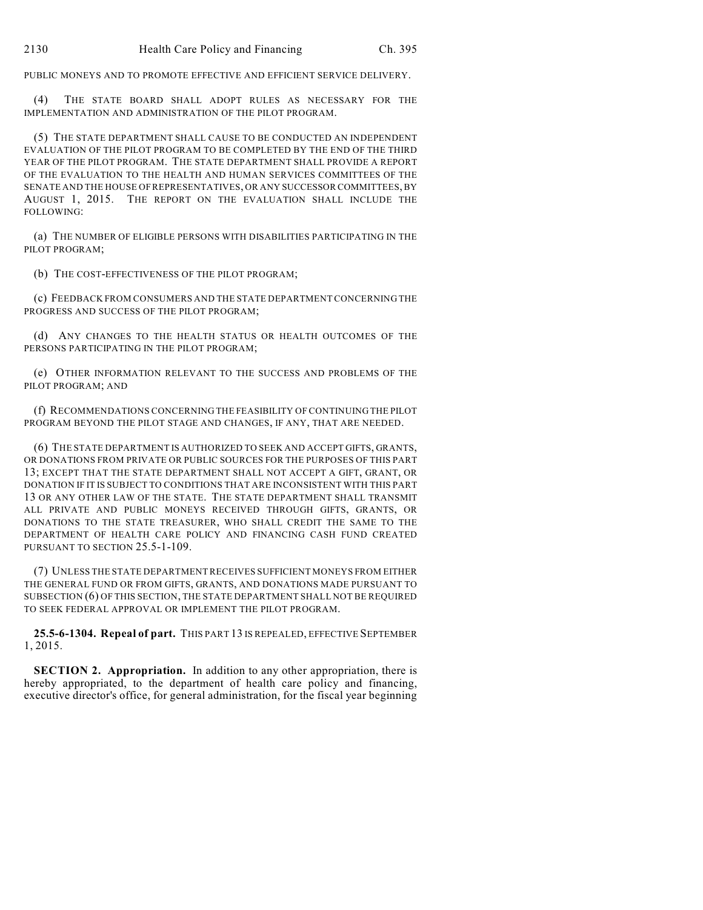PUBLIC MONEYS AND TO PROMOTE EFFECTIVE AND EFFICIENT SERVICE DELIVERY.

(4) THE STATE BOARD SHALL ADOPT RULES AS NECESSARY FOR THE IMPLEMENTATION AND ADMINISTRATION OF THE PILOT PROGRAM.

(5) THE STATE DEPARTMENT SHALL CAUSE TO BE CONDUCTED AN INDEPENDENT EVALUATION OF THE PILOT PROGRAM TO BE COMPLETED BY THE END OF THE THIRD YEAR OF THE PILOT PROGRAM. THE STATE DEPARTMENT SHALL PROVIDE A REPORT OF THE EVALUATION TO THE HEALTH AND HUMAN SERVICES COMMITTEES OF THE SENATE AND THE HOUSE OF REPRESENTATIVES, OR ANY SUCCESSOR COMMITTEES, BY AUGUST 1, 2015. THE REPORT ON THE EVALUATION SHALL INCLUDE THE FOLLOWING:

(a) THE NUMBER OF ELIGIBLE PERSONS WITH DISABILITIES PARTICIPATING IN THE PILOT PROGRAM;

(b) THE COST-EFFECTIVENESS OF THE PILOT PROGRAM;

(c) FEEDBACK FROM CONSUMERS AND THE STATE DEPARTMENT CONCERNING THE PROGRESS AND SUCCESS OF THE PILOT PROGRAM;

(d) ANY CHANGES TO THE HEALTH STATUS OR HEALTH OUTCOMES OF THE PERSONS PARTICIPATING IN THE PILOT PROGRAM;

(e) OTHER INFORMATION RELEVANT TO THE SUCCESS AND PROBLEMS OF THE PILOT PROGRAM; AND

(f) RECOMMENDATIONS CONCERNING THE FEASIBILITY OF CONTINUING THE PILOT PROGRAM BEYOND THE PILOT STAGE AND CHANGES, IF ANY, THAT ARE NEEDED.

(6) THE STATE DEPARTMENT IS AUTHORIZED TO SEEK AND ACCEPT GIFTS, GRANTS, OR DONATIONS FROM PRIVATE OR PUBLIC SOURCES FOR THE PURPOSES OF THIS PART 13; EXCEPT THAT THE STATE DEPARTMENT SHALL NOT ACCEPT A GIFT, GRANT, OR DONATION IF IT IS SUBJECT TO CONDITIONS THAT ARE INCONSISTENT WITH THIS PART 13 OR ANY OTHER LAW OF THE STATE. THE STATE DEPARTMENT SHALL TRANSMIT ALL PRIVATE AND PUBLIC MONEYS RECEIVED THROUGH GIFTS, GRANTS, OR DONATIONS TO THE STATE TREASURER, WHO SHALL CREDIT THE SAME TO THE DEPARTMENT OF HEALTH CARE POLICY AND FINANCING CASH FUND CREATED PURSUANT TO SECTION 25.5-1-109.

(7) UNLESS THE STATE DEPARTMENT RECEIVES SUFFICIENT MONEYS FROM EITHER THE GENERAL FUND OR FROM GIFTS, GRANTS, AND DONATIONS MADE PURSUANT TO SUBSECTION (6) OF THIS SECTION, THE STATE DEPARTMENT SHALL NOT BE REQUIRED TO SEEK FEDERAL APPROVAL OR IMPLEMENT THE PILOT PROGRAM.

**25.5-6-1304. Repeal of part.** THIS PART 13 IS REPEALED, EFFECTIVE SEPTEMBER 1, 2015.

**SECTION 2. Appropriation.** In addition to any other appropriation, there is hereby appropriated, to the department of health care policy and financing, executive director's office, for general administration, for the fiscal year beginning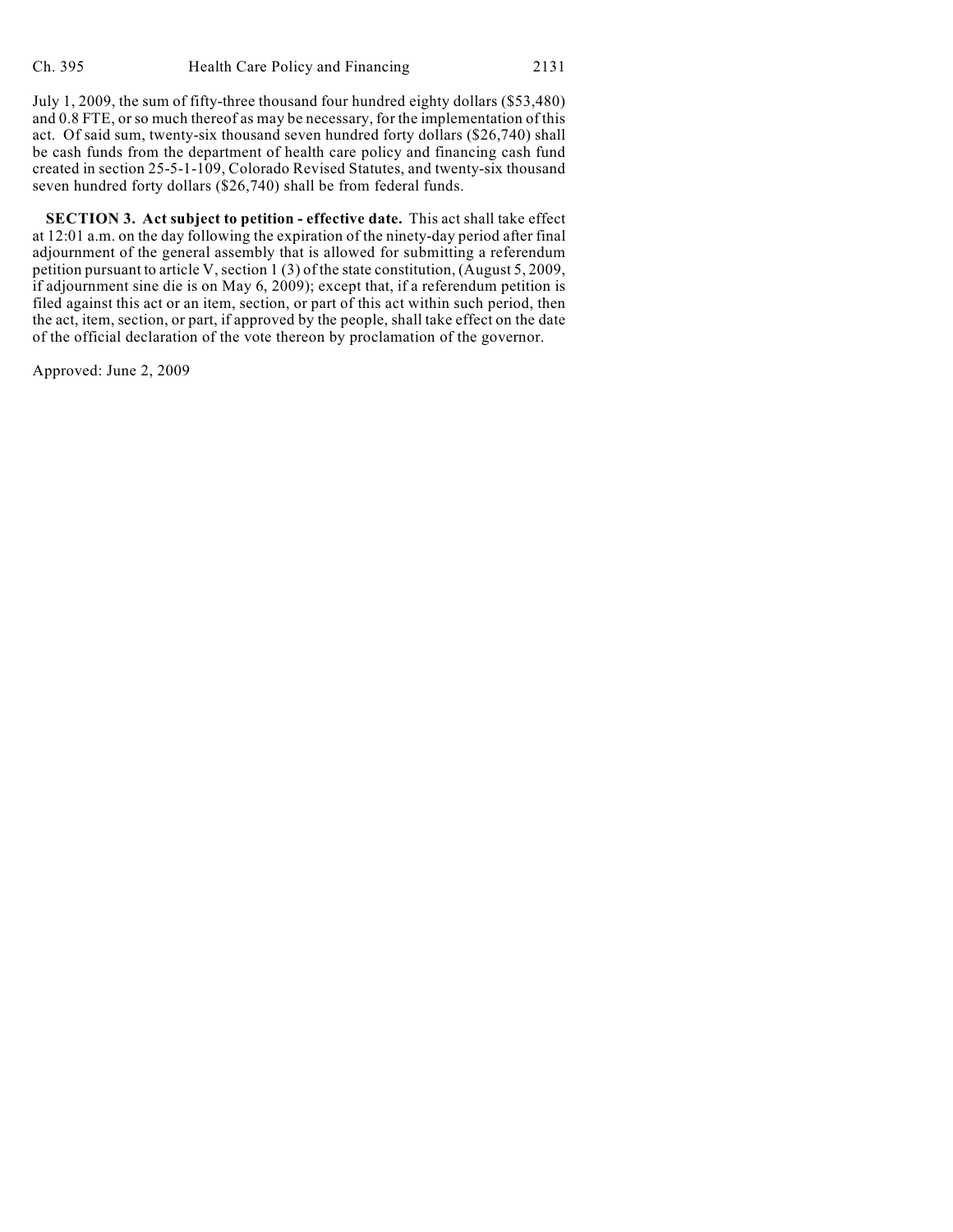July 1, 2009, the sum of fifty-three thousand four hundred eighty dollars ($53,480) and 0.8 FTE, or so much thereof as may be necessary, for the implementation of this act. Of said sum, twenty-six thousand seven hundred forty dollars ($26,740) shall be cash funds from the department of health care policy and financing cash fund created in section 25-5-1-109, Colorado Revised Statutes, and twenty-six thousand seven hundred forty dollars ($26,740) shall be from federal funds.

**SECTION 3. Act subject to petition - effective date.** This act shall take effect at 12:01 a.m. on the day following the expiration of the ninety-day period after final adjournment of the general assembly that is allowed for submitting a referendum petition pursuant to article V, section 1 (3) of the state constitution, (August 5, 2009, if adjournment sine die is on May 6, 2009); except that, if a referendum petition is filed against this act or an item, section, or part of this act within such period, then the act, item, section, or part, if approved by the people, shall take effect on the date of the official declaration of the vote thereon by proclamation of the governor.

Approved: June 2, 2009